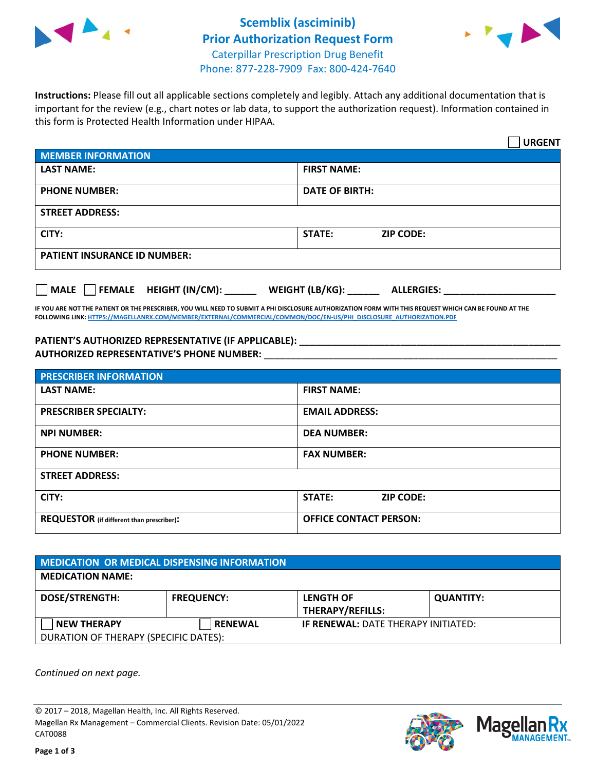# Scemblix (asciminib)
## Prior Authorization Request Form
Caterpillar Prescription Drug Benefit
Phone: 877-228-7909 Fax: 800-424-7640

**Instructions:** Please fill out all applicable sections completely and legibly. Attach any additional documentation that is important for the review (e.g., chart notes or lab data, to support the authorization request). Information contained in this form is Protected Health Information under HIPAA.

☐ **URGENT**

| **MEMBER INFORMATION** | |
|---|---|
| **LAST NAME:** | **FIRST NAME:** |
| **PHONE NUMBER:** | **DATE OF BIRTH:** |
| **STREET ADDRESS:** | |
| **CITY:** | **STATE:** **ZIP CODE:** |
| **PATIENT INSURANCE ID NUMBER:** | |

☐ **MALE** ☐ **FEMALE** **HEIGHT (IN/CM):** ______ **WEIGHT (LB/KG):** ______ **ALLERGIES:** ____________________

**IF YOU ARE NOT THE PATIENT OR THE PRESCRIBER, YOU WILL NEED TO SUBMIT A PHI DISCLOSURE AUTHORIZATION FORM WITH THIS REQUEST WHICH CAN BE FOUND AT THE FOLLOWING LINK: HTTPS://MAGELLANRX.COM/MEMBER/EXTERNAL/COMMERCIAL/COMMON/DOC/EN-US/PHI_DISCLOSURE_AUTHORIZATION.PDF**

**PATIENT'S AUTHORIZED REPRESENTATIVE (IF APPLICABLE):** ____________________________________________

**AUTHORIZED REPRESENTATIVE'S PHONE NUMBER:** ____________________________________________

| **PRESCRIBER INFORMATION** | |
|---|---|
| **LAST NAME:** | **FIRST NAME:** |
| **PRESCRIBER SPECIALTY:** | **EMAIL ADDRESS:** |
| **NPI NUMBER:** | **DEA NUMBER:** |
| **PHONE NUMBER:** | **FAX NUMBER:** |
| **STREET ADDRESS:** | |
| **CITY:** | **STATE:** **ZIP CODE:** |
| **REQUESTOR** (if different than prescriber): | **OFFICE CONTACT PERSON:** |

| **MEDICATION OR MEDICAL DISPENSING INFORMATION** | | | |
|---|---|---|---|
| **MEDICATION NAME:** | | | |
| **DOSE/STRENGTH:** | **FREQUENCY:** | **LENGTH OF THERAPY/REFILLS:** | **QUANTITY:** |
| ☐ **NEW THERAPY** | ☐ **RENEWAL** | **IF RENEWAL:** DATE THERAPY INITIATED: | |
| DURATION OF THERAPY (SPECIFIC DATES): | | | |

*Continued on next page.*

© 2017 – 2018, Magellan Health, Inc. All Rights Reserved.
Magellan Rx Management – Commercial Clients. Revision Date: 05/01/2022
CAT0088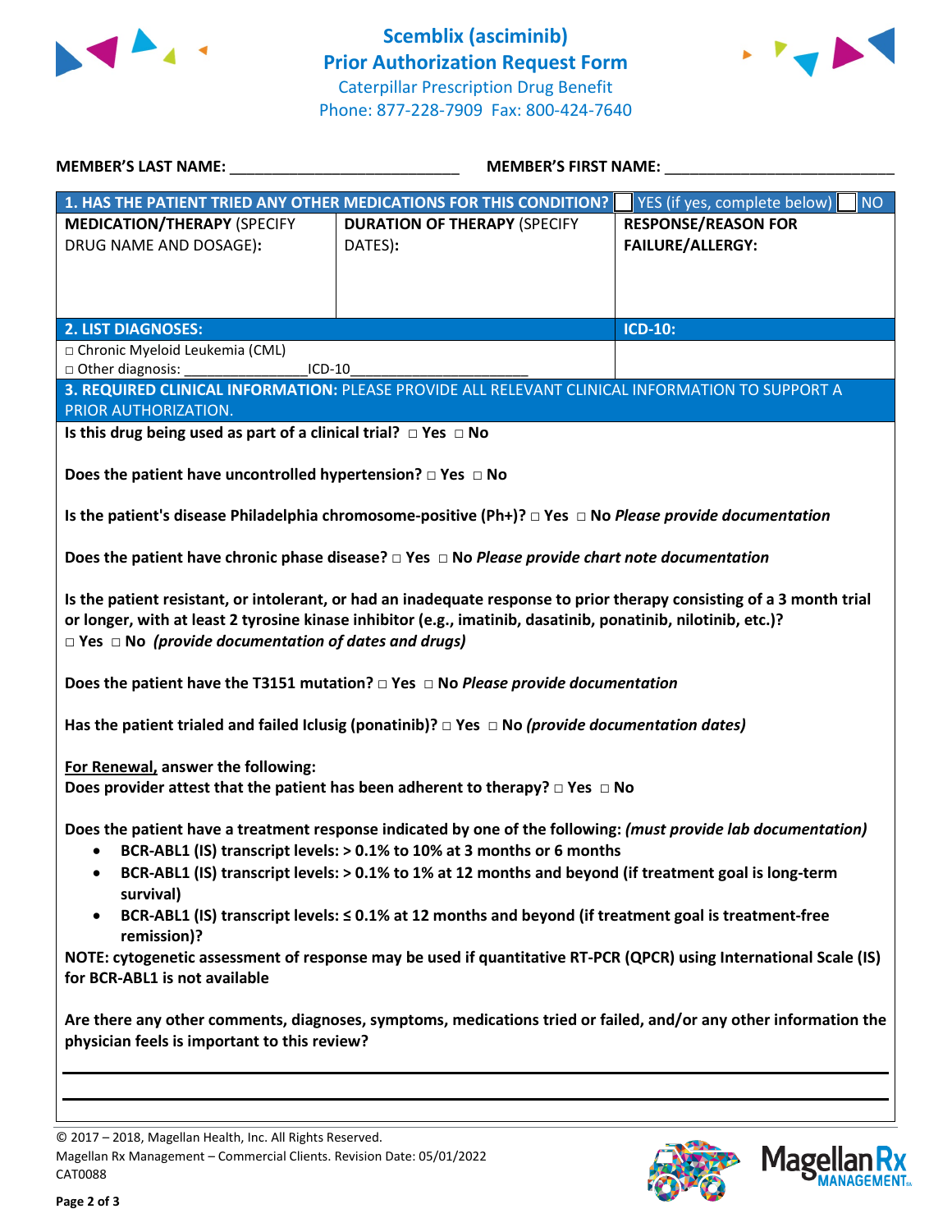# Scemblix (asciminib)
## Prior Authorization Request Form
Caterpillar Prescription Drug Benefit
Phone: 877-228-7909 Fax: 800-424-7640

**MEMBER'S LAST NAME:** ___________________________ **MEMBER'S FIRST NAME:** ___________________________

| **1. HAS THE PATIENT TRIED ANY OTHER MEDICATIONS FOR THIS CONDITION?** | | ☐ YES (if yes, complete below) ☐ NO |
|---|---|---|
| **MEDICATION/THERAPY** (SPECIFY DRUG NAME AND DOSAGE): | **DURATION OF THERAPY** (SPECIFY DATES): | **RESPONSE/REASON FOR FAILURE/ALLERGY:** |
| | | |

| **2. LIST DIAGNOSES:** | **ICD-10:** |
|---|---|
| □ Chronic Myeloid Leukemia (CML)<br>□ Other diagnosis: _______________ICD-10______________________ | |

**3. REQUIRED CLINICAL INFORMATION:** PLEASE PROVIDE ALL RELEVANT CLINICAL INFORMATION TO SUPPORT A PRIOR AUTHORIZATION.

**Is this drug being used as part of a clinical trial? □ Yes □ No**

**Does the patient have uncontrolled hypertension? □ Yes □ No**

**Is the patient's disease Philadelphia chromosome-positive (Ph+)? □ Yes □ No** ***Please provide documentation***

**Does the patient have chronic phase disease? □ Yes □ No** ***Please provide chart note documentation***

**Is the patient resistant, or intolerant, or had an inadequate response to prior therapy consisting of a 3 month trial or longer, with at least 2 tyrosine kinase inhibitor (e.g., imatinib, dasatinib, ponatinib, nilotinib, etc.)?**
**□ Yes □ No** ***(provide documentation of dates and drugs)***

**Does the patient have the T3151 mutation? □ Yes □ No** ***Please provide documentation***

**Has the patient trialed and failed Iclusig (ponatinib)? □ Yes □ No** ***(provide documentation dates)***

**<u>For Renewal,</u> answer the following:**
**Does provider attest that the patient has been adherent to therapy? □ Yes □ No**

**Does the patient have a treatment response indicated by one of the following:** ***(must provide lab documentation)***

- **BCR-ABL1 (IS) transcript levels: > 0.1% to 10% at 3 months or 6 months**
- **BCR-ABL1 (IS) transcript levels: > 0.1% to 1% at 12 months and beyond (if treatment goal is long-term survival)**
- **BCR-ABL1 (IS) transcript levels: ≤ 0.1% at 12 months and beyond (if treatment goal is treatment-free remission)?**

**NOTE: cytogenetic assessment of response may be used if quantitative RT-PCR (QPCR) using International Scale (IS) for BCR-ABL1 is not available**

**Are there any other comments, diagnoses, symptoms, medications tried or failed, and/or any other information the physician feels is important to this review?**

_____________________________________________________________________________

_____________________________________________________________________________

© 2017 – 2018, Magellan Health, Inc. All Rights Reserved.
Magellan Rx Management – Commercial Clients. Revision Date: 05/01/2022
CAT0088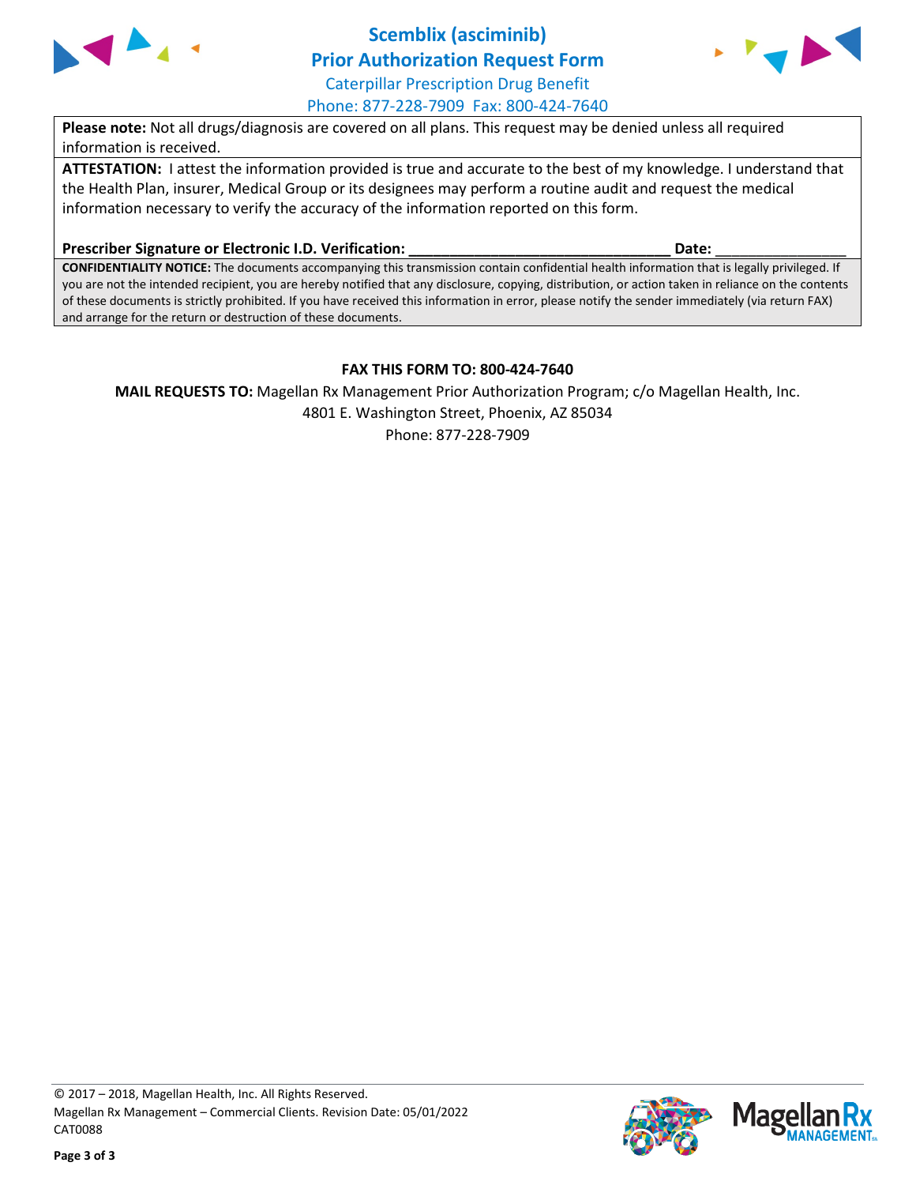# Scemblix (asciminib)
## Prior Authorization Request Form

Caterpillar Prescription Drug Benefit
Phone: 877-228-7909 Fax: 800-424-7640

**Please note:** Not all drugs/diagnosis are covered on all plans. This request may be denied unless all required information is received.

**ATTESTATION:** I attest the information provided is true and accurate to the best of my knowledge. I understand that the Health Plan, insurer, Medical Group or its designees may perform a routine audit and request the medical information necessary to verify the accuracy of the information reported on this form.

**Prescriber Signature or Electronic I.D. Verification:** ________________________________ **Date:** ________________

**CONFIDENTIALITY NOTICE:** The documents accompanying this transmission contain confidential health information that is legally privileged. If you are not the intended recipient, you are hereby notified that any disclosure, copying, distribution, or action taken in reliance on the contents of these documents is strictly prohibited. If you have received this information in error, please notify the sender immediately (via return FAX) and arrange for the return or destruction of these documents.

**FAX THIS FORM TO: 800-424-7640**

**MAIL REQUESTS TO:** Magellan Rx Management Prior Authorization Program; c/o Magellan Health, Inc.
4801 E. Washington Street, Phoenix, AZ 85034
Phone: 877-228-7909

© 2017 – 2018, Magellan Health, Inc. All Rights Reserved.
Magellan Rx Management – Commercial Clients. Revision Date: 05/01/2022
CAT0088